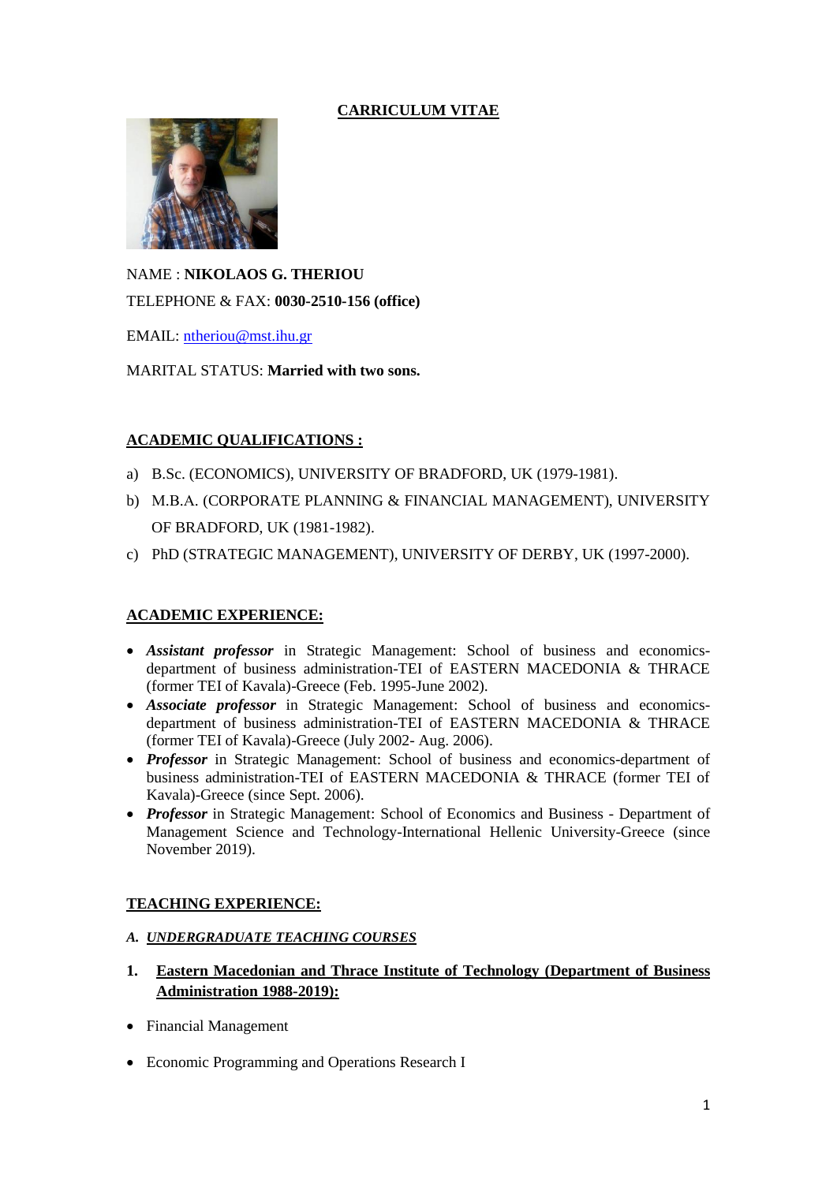# CARRICULUM VITAE

NAME : **NIKOLAOS G. THERIOU**

TELEPHONE & FAX: **0030-2510-156 (office)**

EMAIL: ntheriou@mst.ihu.gr

MARITAL STATUS: **Married with two sons.**

## ACADEMIC QUALIFICATIONS :

a) B.Sc. (ECONOMICS), UNIVERSITY OF BRADFORD, UK (1979-1981).

b) M.B.A. (CORPORATE PLANNING & FINANCIAL MANAGEMENT), UNIVERSITY OF BRADFORD, UK (1981-1982).

c) PhD (STRATEGIC MANAGEMENT), UNIVERSITY OF DERBY, UK (1997-2000).

## ACADEMIC EXPERIENCE:

- ***Assistant professor*** in Strategic Management: School of business and economics-department of business administration-TEI of EASTERN MACEDONIA & THRACE (former TEI of Kavala)-Greece (Feb. 1995-June 2002).
- ***Associate professor*** in Strategic Management: School of business and economics-department of business administration-TEI of EASTERN MACEDONIA & THRACE (former TEI of Kavala)-Greece (July 2002- Aug. 2006).
- ***Professor*** in Strategic Management: School of business and economics-department of business administration-TEI of EASTERN MACEDONIA & THRACE (former TEI of Kavala)-Greece (since Sept. 2006).
- ***Professor*** in Strategic Management: School of Economics and Business - Department of Management Science and Technology-International Hellenic University-Greece (since November 2019).

## TEACHING EXPERIENCE:

### *A. UNDERGRADUATE TEACHING COURSES*

#### 1. Eastern Macedonian and Thrace Institute of Technology (Department of Business Administration 1988-2019):

- Financial Management
- Economic Programming and Operations Research I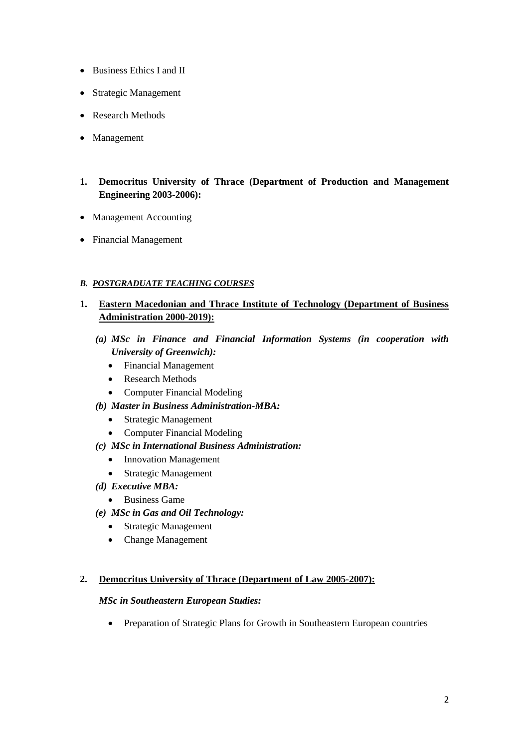- Business Ethics I and II
- Strategic Management
- Research Methods
- Management

1. **Democritus University of Thrace (Department of Production and Management Engineering 2003-2006):**

- Management Accounting
- Financial Management

***B. <u>POSTGRADUATE TEACHING COURSES</u>***

1. **<u>Eastern Macedonian and Thrace Institute of Technology (Department of Business Administration 2000-2019):</u>**

   ***(a) MSc in Finance and Financial Information Systems (in cooperation with University of Greenwich):***
   - Financial Management
   - Research Methods
   - Computer Financial Modeling

   ***(b) Master in Business Administration-MBA:***
   - Strategic Management
   - Computer Financial Modeling

   ***(c) MSc in International Business Administration:***
   - Innovation Management
   - Strategic Management

   ***(d) Executive MBA:***
   - Business Game

   ***(e) MSc in Gas and Oil Technology:***
   - Strategic Management
   - Change Management

2. **<u>Democritus University of Thrace (Department of Law 2005-2007):</u>**

   ***MSc in Southeastern European Studies:***

   - Preparation of Strategic Plans for Growth in Southeastern European countries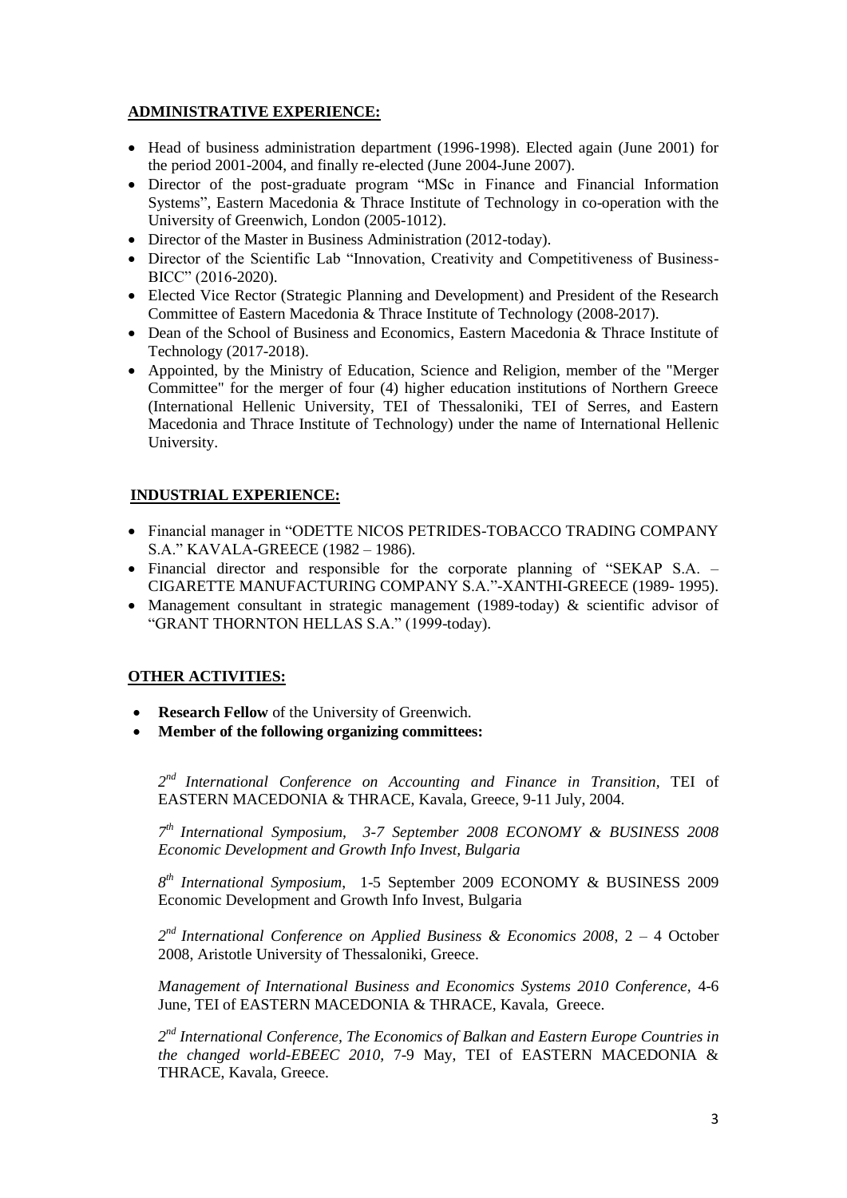## ADMINISTRATIVE EXPERIENCE:

- Head of business administration department (1996-1998). Elected again (June 2001) for the period 2001-2004, and finally re-elected (June 2004-June 2007).
- Director of the post-graduate program "MSc in Finance and Financial Information Systems", Eastern Macedonia & Thrace Institute of Technology in co-operation with the University of Greenwich, London (2005-1012).
- Director of the Master in Business Administration (2012-today).
- Director of the Scientific Lab "Innovation, Creativity and Competitiveness of Business-BICC" (2016-2020).
- Elected Vice Rector (Strategic Planning and Development) and President of the Research Committee of Eastern Macedonia & Thrace Institute of Technology (2008-2017).
- Dean of the School of Business and Economics, Eastern Macedonia & Thrace Institute of Technology (2017-2018).
- Appointed, by the Ministry of Education, Science and Religion, member of the "Merger Committee" for the merger of four (4) higher education institutions of Northern Greece (International Hellenic University, TEI of Thessaloniki, TEI of Serres, and Eastern Macedonia and Thrace Institute of Technology) under the name of International Hellenic University.

## INDUSTRIAL EXPERIENCE:

- Financial manager in "ODETTE NICOS PETRIDES-TOBACCO TRADING COMPANY S.A." KAVALA-GREECE (1982 – 1986).
- Financial director and responsible for the corporate planning of "SEKAP S.A. – CIGARETTE MANUFACTURING COMPANY S.A."-XANTHI-GREECE (1989- 1995).
- Management consultant in strategic management (1989-today) & scientific advisor of "GRANT THORNTON HELLAS S.A." (1999-today).

## OTHER ACTIVITIES:

- **Research Fellow** of the University of Greenwich.
- **Member of the following organizing committees:**

*2nd International Conference on Accounting and Finance in Transition*, TEI of EASTERN MACEDONIA & THRACE, Kavala, Greece, 9-11 July, 2004.

*7th International Symposium, 3-7 September 2008 ECONOMY & BUSINESS 2008 Economic Development and Growth Info Invest, Bulgaria*

*8th International Symposium*, 1-5 September 2009 ECONOMY & BUSINESS 2009 Economic Development and Growth Info Invest, Bulgaria

*2nd International Conference on Applied Business & Economics 2008*, 2 – 4 October 2008, Aristotle University of Thessaloniki, Greece.

*Management of International Business and Economics Systems 2010 Conference*, 4-6 June, TEI of EASTERN MACEDONIA & THRACE, Kavala, Greece.

*2nd International Conference, The Economics of Balkan and Eastern Europe Countries in the changed world-EBEEC 2010*, 7-9 May, TEI of EASTERN MACEDONIA & THRACE, Kavala, Greece.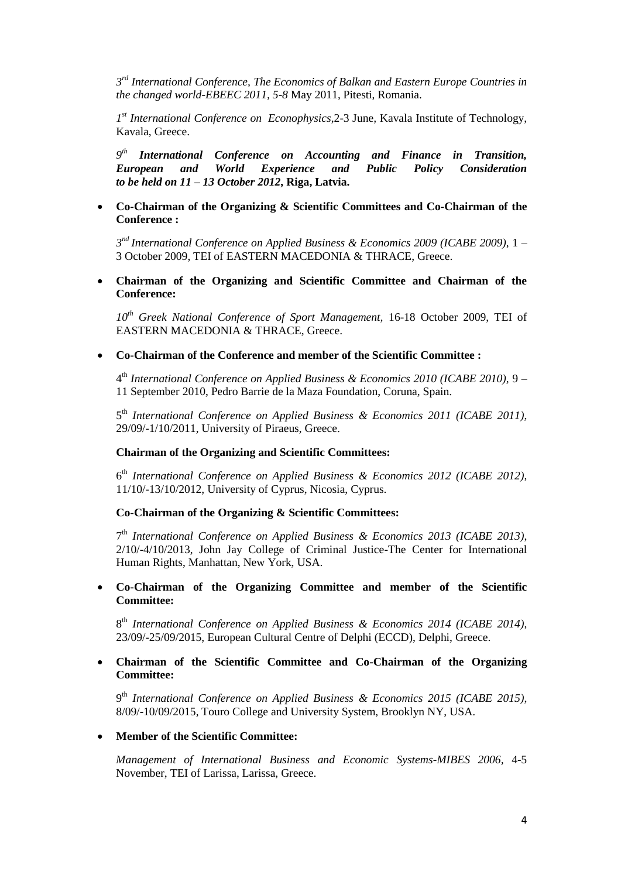*3rd International Conference, The Economics of Balkan and Eastern Europe Countries in the changed world-EBEEC 2011, 5-8* May 2011, Pitesti, Romania.

*1st International Conference on Econophysics,*2-3 June, Kavala Institute of Technology, Kavala, Greece.

***9th International Conference on Accounting and Finance in Transition, European and World Experience and Public Policy Consideration to be held on 11 – 13 October 2012*, Riga, Latvia.**

- **Co-Chairman of the Organizing & Scientific Committees and Co-Chairman of the Conference :**

  *3nd International Conference on Applied Business & Economics 2009 (ICABE 2009)*, 1 – 3 October 2009, TEI of EASTERN MACEDONIA & THRACE, Greece.

- **Chairman of the Organizing and Scientific Committee and Chairman of the Conference:**

  *10th Greek National Conference of Sport Management,* 16-18 October 2009, TEI of EASTERN MACEDONIA & THRACE, Greece.

- **Co-Chairman of the Conference and member of the Scientific Committee :**

  4th *International Conference on Applied Business & Economics 2010 (ICABE 2010)*, 9 – 11 September 2010, Pedro Barrie de la Maza Foundation, Coruna, Spain.

  5th *International Conference on Applied Business & Economics 2011 (ICABE 2011)*, 29/09/-1/10/2011, University of Piraeus, Greece.

  **Chairman of the Organizing and Scientific Committees:**

  6th *International Conference on Applied Business & Economics 2012 (ICABE 2012)*, 11/10/-13/10/2012, University of Cyprus, Nicosia, Cyprus.

  **Co-Chairman of the Organizing & Scientific Committees:**

  7th *International Conference on Applied Business & Economics 2013 (ICABE 2013)*, 2/10/-4/10/2013, John Jay College of Criminal Justice-The Center for International Human Rights, Manhattan, New York, USA.

- **Co-Chairman of the Organizing Committee and member of the Scientific Committee:**

  8th *International Conference on Applied Business & Economics 2014 (ICABE 2014)*, 23/09/-25/09/2015, European Cultural Centre of Delphi (ECCD), Delphi, Greece.

- **Chairman of the Scientific Committee and Co-Chairman of the Organizing Committee:**

  9th *International Conference on Applied Business & Economics 2015 (ICABE 2015)*, 8/09/-10/09/2015, Touro College and University System, Brooklyn NY, USA.

- **Member of the Scientific Committee:**

  *Management of International Business and Economic Systems-MIBES 2006,* 4-5 November, TEI of Larissa, Larissa, Greece.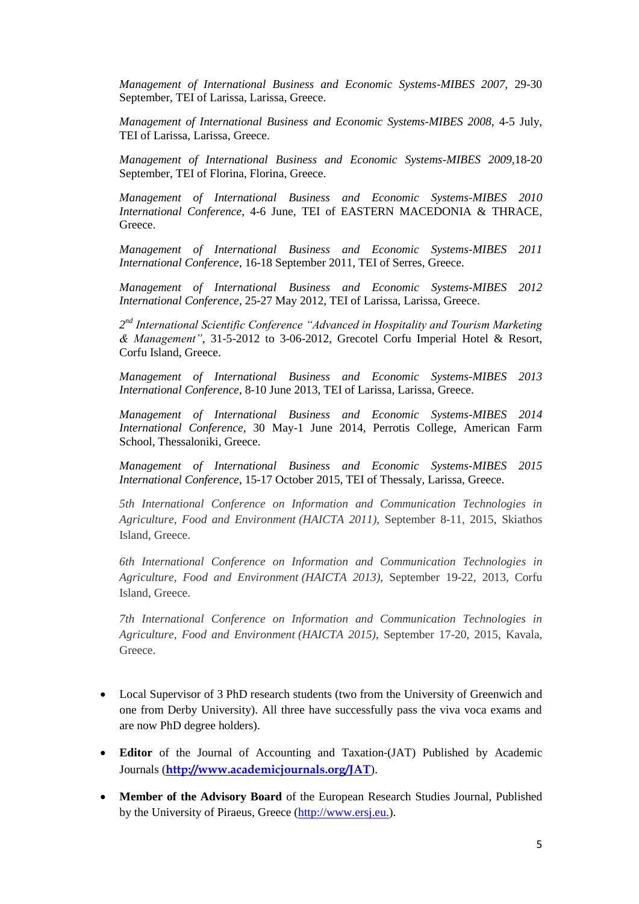*Management of International Business and Economic Systems-MIBES 2007*, 29-30 September, TEI of Larissa, Larissa, Greece.

*Management of International Business and Economic Systems-MIBES 2008*, 4-5 July, TEI of Larissa, Larissa, Greece.

*Management of International Business and Economic Systems-MIBES 2009*,18-20 September, TEI of Florina, Florina, Greece.

*Management of International Business and Economic Systems-MIBES 2010 International Conference*, 4-6 June, TEI of EASTERN MACEDONIA & THRACE, Greece.

*Management of International Business and Economic Systems-MIBES 2011 International Conference*, 16-18 September 2011, TEI of Serres, Greece.

*Management of International Business and Economic Systems-MIBES 2012 International Conference*, 25-27 May 2012, TEI of Larissa, Larissa, Greece.

*2nd International Scientific Conference "Advanced in Hospitality and Tourism Marketing & Management"*, 31-5-2012 to 3-06-2012, Grecotel Corfu Imperial Hotel & Resort, Corfu Island, Greece.

*Management of International Business and Economic Systems-MIBES 2013 International Conference*, 8-10 June 2013, TEI of Larissa, Larissa, Greece.

*Management of International Business and Economic Systems-MIBES 2014 International Conference*, 30 May-1 June 2014, Perrotis College, American Farm School, Thessaloniki, Greece.

*Management of International Business and Economic Systems-MIBES 2015 International Conference*, 15-17 October 2015, TEI of Thessaly, Larissa, Greece.

*5th International Conference on Information and Communication Technologies in Agriculture, Food and Environment (HAICTA 2011)*, September 8-11, 2015, Skiathos Island, Greece.

*6th International Conference on Information and Communication Technologies in Agriculture, Food and Environment (HAICTA 2013)*, September 19-22, 2013, Corfu Island, Greece.

*7th International Conference on Information and Communication Technologies in Agriculture, Food and Environment (HAICTA 2015)*, September 17-20, 2015, Kavala, Greece.

- Local Supervisor of 3 PhD research students (two from the University of Greenwich and one from Derby University). All three have successfully pass the viva voca exams and are now PhD degree holders).
- **Editor** of the Journal of Accounting and Taxation-(JAT) Published by Academic Journals (**http://www.academicjournals.org/JAT**).
- **Member of the Advisory Board** of the European Research Studies Journal, Published by the University of Piraeus, Greece (http://www.ersj.eu.).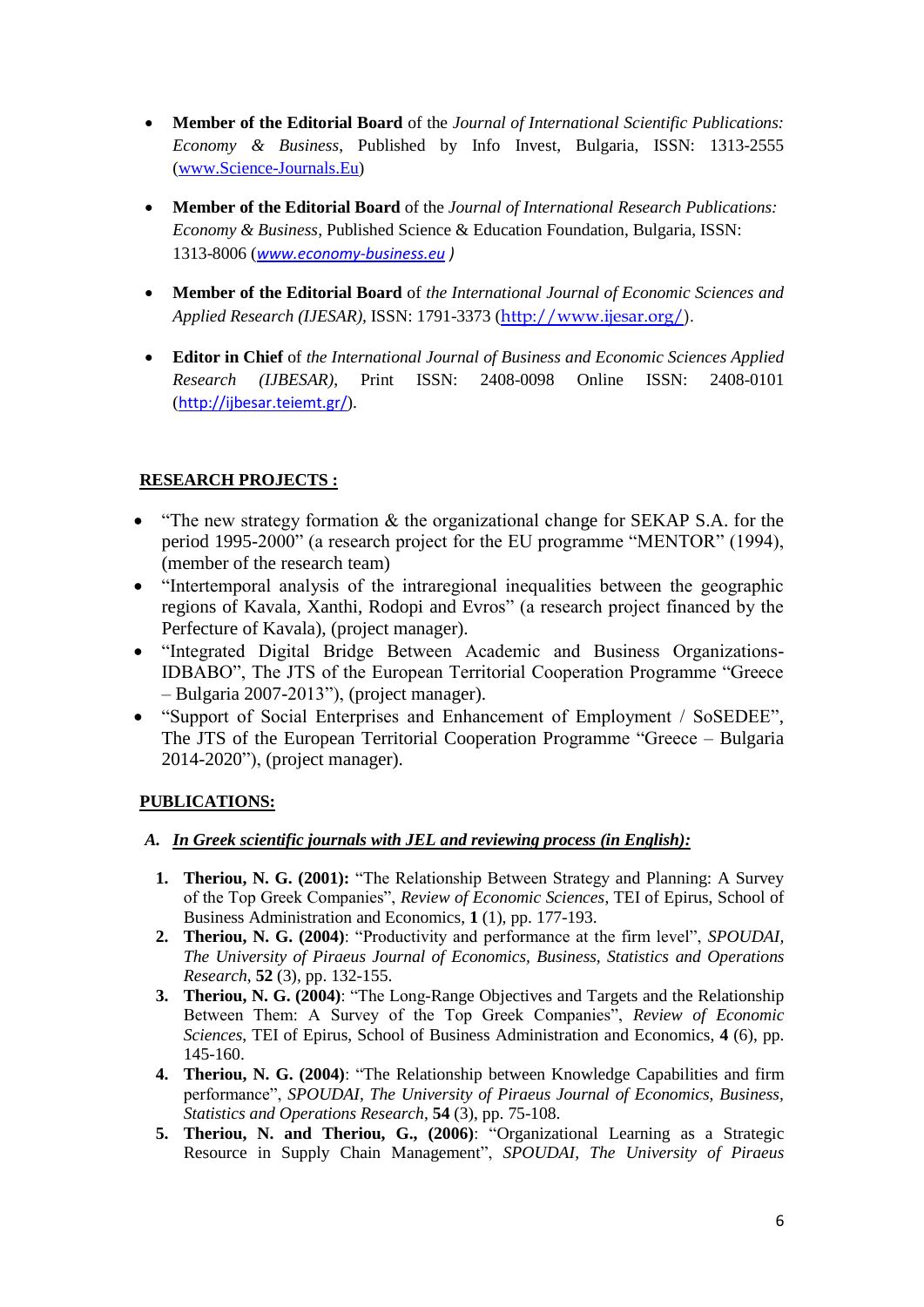- **Member of the Editorial Board** of the *Journal of International Scientific Publications: Economy & Business*, Published by Info Invest, Bulgaria, ISSN: 1313-2555 (www.Science-Journals.Eu)

- **Member of the Editorial Board** of the *Journal of International Research Publications: Economy & Business*, Published Science & Education Foundation, Bulgaria, ISSN: 1313-8006 (*www.economy-business.eu* )

- **Member of the Editorial Board** of *the International Journal of Economic Sciences and Applied Research (IJESAR)*, ISSN: 1791-3373 (http://www.ijesar.org/).

- **Editor in Chief** of *the International Journal of Business and Economic Sciences Applied Research (IJBESAR)*, Print ISSN: 2408-0098 Online ISSN: 2408-0101 (http://ijbesar.teiemt.gr/).

## RESEARCH PROJECTS :

- "The new strategy formation & the organizational change for SEKAP S.A. for the period 1995-2000" (a research project for the EU programme "MENTOR" (1994), (member of the research team)
- "Intertemporal analysis of the intraregional inequalities between the geographic regions of Kavala, Xanthi, Rodopi and Evros" (a research project financed by the Perfecture of Kavala), (project manager).
- "Integrated Digital Bridge Between Academic and Business Organizations-IDBABO", The JTS of the European Territorial Cooperation Programme "Greece – Bulgaria 2007-2013"), (project manager).
- "Support of Social Enterprises and Enhancement of Employment / SoSEDEE", The JTS of the European Territorial Cooperation Programme "Greece – Bulgaria 2014-2020"), (project manager).

## PUBLICATIONS:

### A. *In Greek scientific journals with JEL and reviewing process (in English):*

1. **Theriou, N. G. (2001):** "The Relationship Between Strategy and Planning: A Survey of the Top Greek Companies", *Review of Economic Sciences*, TEI of Epirus, School of Business Administration and Economics, **1** (1), pp. 177-193.
2. **Theriou, N. G. (2004)**: "Productivity and performance at the firm level", *SPOUDAI, The University of Piraeus Journal of Economics, Business, Statistics and Operations Research*, **52** (3), pp. 132-155.
3. **Theriou, N. G. (2004)**: "The Long-Range Objectives and Targets and the Relationship Between Them: A Survey of the Top Greek Companies", *Review of Economic Sciences*, TEI of Epirus, School of Business Administration and Economics, **4** (6), pp. 145-160.
4. **Theriou, N. G. (2004)**: "The Relationship between Knowledge Capabilities and firm performance", *SPOUDAI, The University of Piraeus Journal of Economics, Business, Statistics and Operations Research*, **54** (3), pp. 75-108.
5. **Theriou, N. and Theriou, G., (2006)**: "Organizational Learning as a Strategic Resource in Supply Chain Management", *SPOUDAI, The University of Piraeus*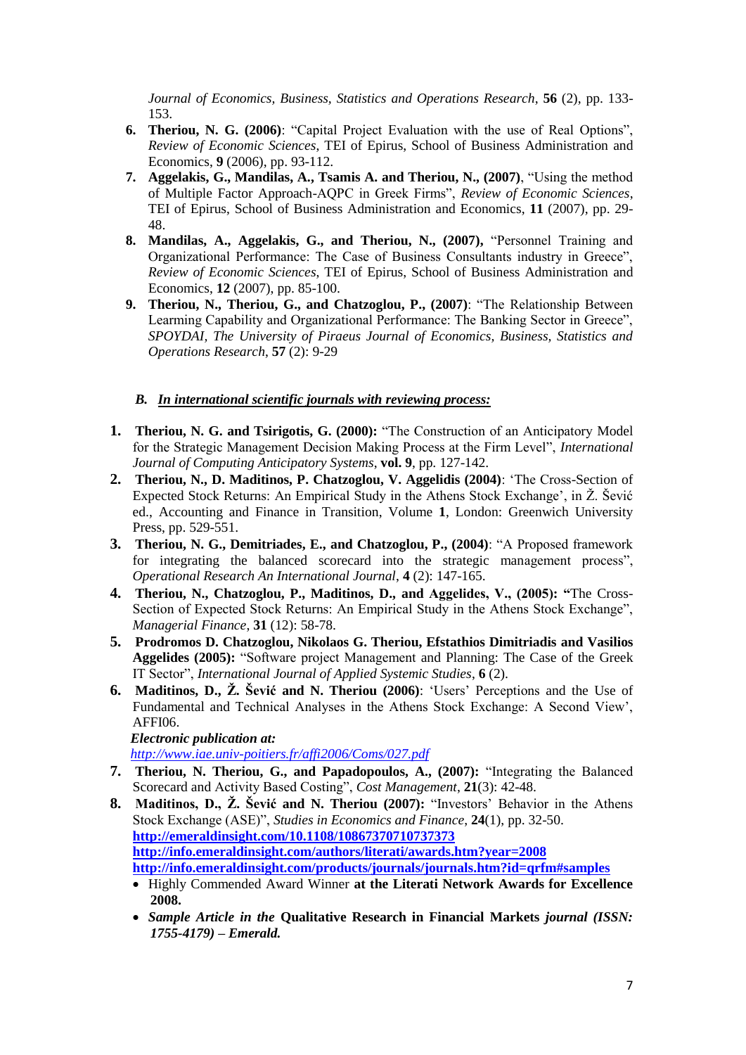*Journal of Economics, Business, Statistics and Operations Research*, **56** (2), pp. 133-153.

6. **Theriou, N. G. (2006)**: "Capital Project Evaluation with the use of Real Options", *Review of Economic Sciences*, TEI of Epirus, School of Business Administration and Economics, **9** (2006), pp. 93-112.
7. **Aggelakis, G., Mandilas, A., Tsamis A. and Theriou, N., (2007)**, "Using the method of Multiple Factor Approach-AQPC in Greek Firms", *Review of Economic Sciences*, TEI of Epirus, School of Business Administration and Economics, **11** (2007), pp. 29-48.
8. **Mandilas, A., Aggelakis, G., and Theriou, N., (2007),** "Personnel Training and Organizational Performance: The Case of Business Consultants industry in Greece", *Review of Economic Sciences*, TEI of Epirus, School of Business Administration and Economics, **12** (2007), pp. 85-100.
9. **Theriou, N., Theriou, G., and Chatzoglou, P., (2007)**: "The Relationship Between Learning Capability and Organizational Performance: The Banking Sector in Greece", *SPOYDAI, The University of Piraeus Journal of Economics, Business, Statistics and Operations Research*, **57** (2): 9-29

### *B. <u>In international scientific journals with reviewing process:</u>*

1. **Theriou, N. G. and Tsirigotis, G. (2000):** "The Construction of an Anticipatory Model for the Strategic Management Decision Making Process at the Firm Level", *International Journal of Computing Anticipatory Systems*, **vol. 9**, pp. 127-142.
2. **Theriou, N., D. Maditinos, P. Chatzoglou, V. Aggelidis (2004)**: 'The Cross-Section of Expected Stock Returns: An Empirical Study in the Athens Stock Exchange', in Ž. Šević ed., Accounting and Finance in Transition, Volume **1**, London: Greenwich University Press, pp. 529-551.
3. **Theriou, N. G., Demitriades, E., and Chatzoglou, P., (2004)**: "A Proposed framework for integrating the balanced scorecard into the strategic management process", *Operational Research An International Journal*, **4** (2): 147-165.
4. **Theriou, N., Chatzoglou, P., Maditinos, D., and Aggelides, V., (2005): "**The Cross-Section of Expected Stock Returns: An Empirical Study in the Athens Stock Exchange", *Managerial Finance*, **31** (12): 58-78.
5. **Prodromos D. Chatzoglou, Nikolaos G. Theriou, Efstathios Dimitriadis and Vasilios Aggelides (2005):** "Software project Management and Planning: The Case of the Greek IT Sector", *International Journal of Applied Systemic Studies*, **6** (2).
6. **Maditinos, D., Ž. Šević and N. Theriou (2006)**: 'Users' Perceptions and the Use of Fundamental and Technical Analyses in the Athens Stock Exchange: A Second View', AFFI06.
   ***Electronic publication at:***
   *http://www.iae.univ-poitiers.fr/affi2006/Coms/027.pdf*
7. **Theriou, N. Theriou, G., and Papadopoulos, A., (2007):** "Integrating the Balanced Scorecard and Activity Based Costing", *Cost Management*, **21**(3): 42-48.
8. **Maditinos, D., Ž. Šević and N. Theriou (2007):** "Investors' Behavior in the Athens Stock Exchange (ASE)", *Studies in Economics and Finance*, **24**(1), pp. 32-50.
   **http://emeraldinsight.com/10.1108/10867370710737373**
   **http://info.emeraldinsight.com/authors/literati/awards.htm?year=2008**
   **http://info.emeraldinsight.com/products/journals/journals.htm?id=qrfm#samples**
   - Highly Commended Award Winner **at the Literati Network Awards for Excellence 2008.**
   - ***Sample Article in the* Qualitative Research in Financial Markets *journal (ISSN: 1755-4179) – Emerald.***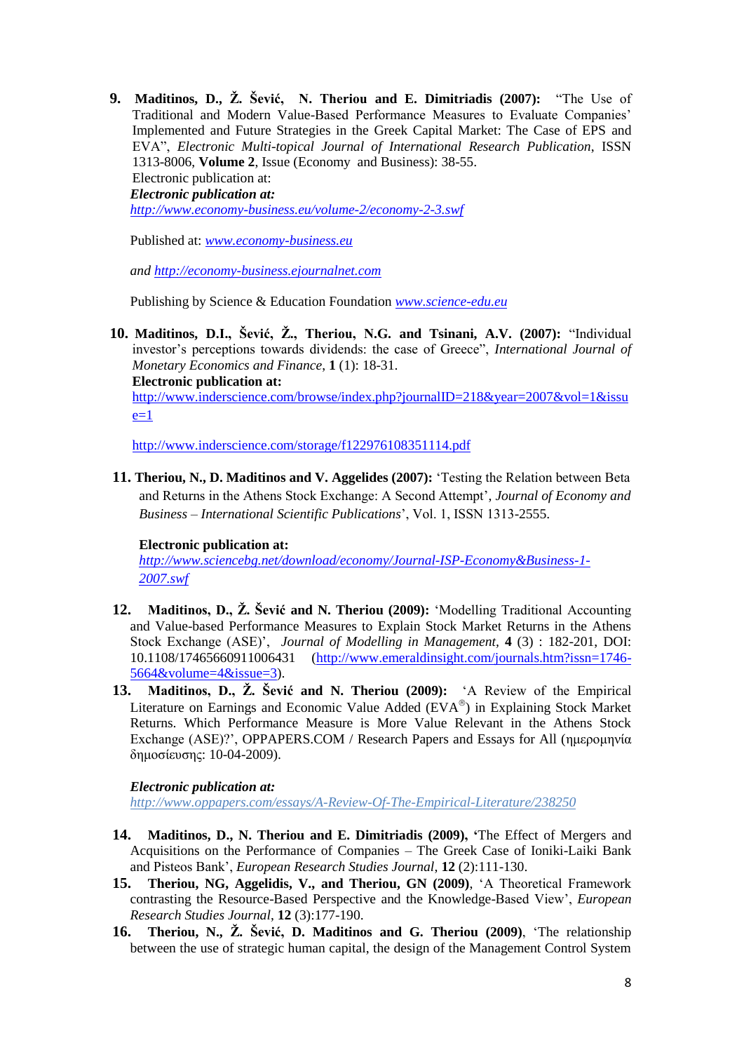9. **Maditinos, D., Ž. Šević, N. Theriou and E. Dimitriadis (2007):** "The Use of Traditional and Modern Value-Based Performance Measures to Evaluate Companies' Implemented and Future Strategies in the Greek Capital Market: The Case of EPS and EVA", *Electronic Multi-topical Journal of International Research Publication*, ISSN 1313-8006, **Volume 2**, Issue (Economy and Business): 38-55.
   Electronic publication at:
   ***Electronic publication at:***
   *http://www.economy-business.eu/volume-2/economy-2-3.swf*

   Published at: *www.economy-business.eu*

   *and http://economy-business.ejournalnet.com*

   Publishing by Science & Education Foundation *www.science-edu.eu*

10. **Maditinos, D.I., Šević, Ž., Theriou, N.G. and Tsinani, A.V. (2007):** "Individual investor's perceptions towards dividends: the case of Greece", *International Journal of Monetary Economics and Finance*, **1** (1): 18-31.
    **Electronic publication at:**
    http://www.inderscience.com/browse/index.php?journalID=218&year=2007&vol=1&issue=1

    http://www.inderscience.com/storage/f122976108351114.pdf

11. **Theriou, N., D. Maditinos and V. Aggelides (2007):** 'Testing the Relation between Beta and Returns in the Athens Stock Exchange: A Second Attempt', *Journal of Economy and Business – International Scientific Publications*', Vol. 1, ISSN 1313-2555.

    **Electronic publication at:**
    *http://www.sciencebg.net/download/economy/Journal-ISP-Economy&Business-1-2007.swf*

12. **Maditinos, D., Ž. Šević and N. Theriou (2009):** 'Modelling Traditional Accounting and Value-based Performance Measures to Explain Stock Market Returns in the Athens Stock Exchange (ASE)', *Journal of Modelling in Management*, **4** (3) : 182-201, DOI: 10.1108/17465660911006431 (http://www.emeraldinsight.com/journals.htm?issn=1746-5664&volume=4&issue=3).
13. **Maditinos, D., Ž. Šević and N. Theriou (2009):** 'A Review of the Empirical Literature on Earnings and Economic Value Added (EVA®) in Explaining Stock Market Returns. Which Performance Measure is More Value Relevant in the Athens Stock Exchange (ASE)?', OPPAPERS.COM / Research Papers and Essays for All (ημερομηνία δημοσίευσης: 10-04-2009).

    ***Electronic publication at:***
    *http://www.oppapers.com/essays/A-Review-Of-The-Empirical-Literature/238250*

14. **Maditinos, D., N. Theriou and E. Dimitriadis (2009), '**The Effect of Mergers and Acquisitions on the Performance of Companies – The Greek Case of Ioniki-Laiki Bank and Pisteos Bank', *European Research Studies Journal*, **12** (2):111-130.
15. **Theriou, NG, Aggelidis, V., and Theriou, GN (2009)**, 'A Theoretical Framework contrasting the Resource-Based Perspective and the Knowledge-Based View', *European Research Studies Journal*, **12** (3):177-190.
16. **Theriou, N., Ž. Šević, D. Maditinos and G. Theriou (2009)**, 'The relationship between the use of strategic human capital, the design of the Management Control System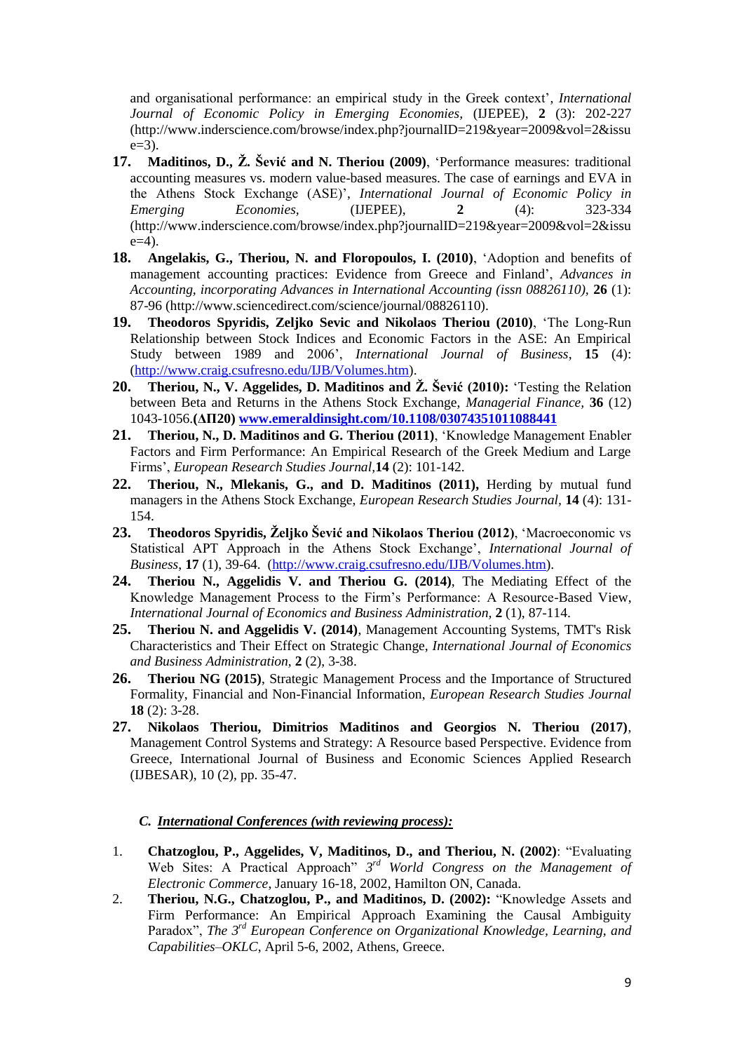and organisational performance: an empirical study in the Greek context', *International Journal of Economic Policy in Emerging Economies*, (IJEPEE), **2** (3): 202-227 (http://www.inderscience.com/browse/index.php?journalID=219&year=2009&vol=2&issue=3).

17. **Maditinos, D., Ž. Šević and N. Theriou (2009)**, 'Performance measures: traditional accounting measures vs. modern value-based measures. The case of earnings and EVA in the Athens Stock Exchange (ASE)', *International Journal of Economic Policy in Emerging Economies*, (IJEPEE), **2** (4): 323-334 (http://www.inderscience.com/browse/index.php?journalID=219&year=2009&vol=2&issue=4).
18. **Angelakis, G., Theriou, N. and Floropoulos, I. (2010)**, 'Adoption and benefits of management accounting practices: Evidence from Greece and Finland', *Advances in Accounting, incorporating Advances in International Accounting (issn 08826110)*, **26** (1): 87-96 (http://www.sciencedirect.com/science/journal/08826110).
19. **Theodoros Spyridis, Zeljko Sevic and Nikolaos Theriou (2010)**, 'The Long-Run Relationship between Stock Indices and Economic Factors in the ASE: An Empirical Study between 1989 and 2006', *International Journal of Business*, **15** (4): (http://www.craig.csufresno.edu/IJB/Volumes.htm).
20. **Theriou, N., V. Aggelides, D. Maditinos and Ž. Šević (2010):** 'Testing the Relation between Beta and Returns in the Athens Stock Exchange, *Managerial Finance*, **36** (12) 1043-1056.**(ΔΠ20)** **www.emeraldinsight.com/10.1108/03074351011088441**
21. **Theriou, N., D. Maditinos and G. Theriou (2011)**, 'Knowledge Management Enabler Factors and Firm Performance: An Empirical Research of the Greek Medium and Large Firms', *European Research Studies Journal*,**14** (2): 101-142.
22. **Theriou, N., Mlekanis, G., and D. Maditinos (2011),** Herding by mutual fund managers in the Athens Stock Exchange, *European Research Studies Journal*, **14** (4): 131-154.
23. **Theodoros Spyridis, Željko Šević and Nikolaos Theriou (2012)**, 'Macroeconomic vs Statistical APT Approach in the Athens Stock Exchange', *International Journal of Business*, **17** (1), 39-64. (http://www.craig.csufresno.edu/IJB/Volumes.htm).
24. **Theriou N., Aggelidis V. and Theriou G. (2014)**, The Mediating Effect of the Knowledge Management Process to the Firm's Performance: A Resource-Based View, *International Journal of Economics and Business Administration*, **2** (1), 87-114.
25. **Theriou N. and Aggelidis V. (2014)**, Management Accounting Systems, TMT's Risk Characteristics and Their Effect on Strategic Change, *International Journal of Economics and Business Administration*, **2** (2), 3-38.
26. **Theriou NG (2015)**, Strategic Management Process and the Importance of Structured Formality, Financial and Non-Financial Information, *European Research Studies Journal* **18** (2): 3-28.
27. **Nikolaos Theriou, Dimitrios Maditinos and Georgios N. Theriou (2017)**, Management Control Systems and Strategy: A Resource based Perspective. Evidence from Greece, International Journal of Business and Economic Sciences Applied Research (IJBESAR), 10 (2), pp. 35-47.

### *C. International Conferences (with reviewing process):*

1. **Chatzoglou, P., Aggelides, V, Maditinos, D., and Theriou, N. (2002)**: "Evaluating Web Sites: A Practical Approach" *3rd World Congress on the Management of Electronic Commerce*, January 16-18, 2002, Hamilton ON, Canada.
2. **Theriou, N.G., Chatzoglou, P., and Maditinos, D. (2002):** "Knowledge Assets and Firm Performance: An Empirical Approach Examining the Causal Ambiguity Paradox", *The 3rd European Conference on Organizational Knowledge, Learning, and Capabilities–OKLC*, April 5-6, 2002, Athens, Greece.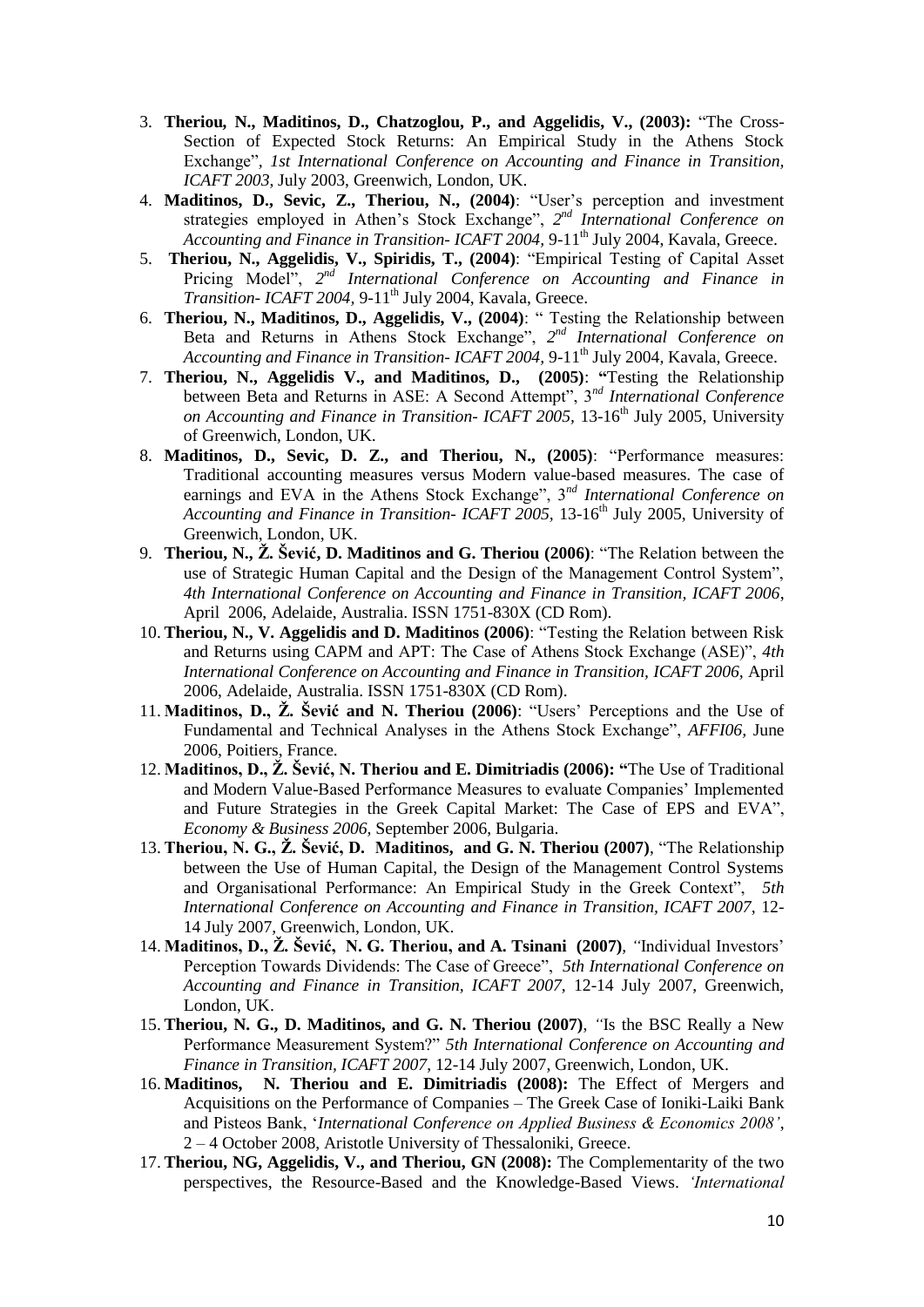3. **Theriou, N., Maditinos, D., Chatzoglou, P., and Aggelidis, V., (2003):** "The Cross-Section of Expected Stock Returns: An Empirical Study in the Athens Stock Exchange", *1st International Conference on Accounting and Finance in Transition, ICAFT 2003*, July 2003, Greenwich, London, UK.
4. **Maditinos, D., Sevic, Z., Theriou, N., (2004)**: "User's perception and investment strategies employed in Athen's Stock Exchange", *2nd International Conference on Accounting and Finance in Transition- ICAFT 2004,* 9-11th July 2004, Kavala, Greece.
5. **Theriou, N., Aggelidis, V., Spiridis, T., (2004)**: "Empirical Testing of Capital Asset Pricing Model", *2nd International Conference on Accounting and Finance in Transition- ICAFT 2004,* 9-11th July 2004, Kavala, Greece.
6. **Theriou, N., Maditinos, D., Aggelidis, V., (2004)**: " Testing the Relationship between Beta and Returns in Athens Stock Exchange", *2nd International Conference on Accounting and Finance in Transition- ICAFT 2004,* 9-11th July 2004, Kavala, Greece.
7. **Theriou, N., Aggelidis V., and Maditinos, D., (2005)**: **"**Testing the Relationship between Beta and Returns in ASE: A Second Attempt", *3rd International Conference on Accounting and Finance in Transition- ICAFT 2005,* 13-16th July 2005, University of Greenwich, London, UK.
8. **Maditinos, D., Sevic, D. Z., and Theriou, N., (2005)**: "Performance measures: Traditional accounting measures versus Modern value-based measures. The case of earnings and EVA in the Athens Stock Exchange", *3rd International Conference on Accounting and Finance in Transition- ICAFT 2005,* 13-16th July 2005, University of Greenwich, London, UK.
9. **Theriou, N., Ž. Šević, D. Maditinos and G. Theriou (2006)**: "The Relation between the use of Strategic Human Capital and the Design of the Management Control System", *4th International Conference on Accounting and Finance in Transition, ICAFT 2006*, April 2006, Adelaide, Australia. ISSN 1751-830X (CD Rom).
10. **Theriou, N., V. Aggelidis and D. Maditinos (2006)**: "Testing the Relation between Risk and Returns using CAPM and APT: The Case of Athens Stock Exchange (ASE)", *4th International Conference on Accounting and Finance in Transition, ICAFT 2006,* April 2006, Adelaide, Australia. ISSN 1751-830X (CD Rom).
11. **Maditinos, D., Ž. Šević and N. Theriou (2006)**: "Users' Perceptions and the Use of Fundamental and Technical Analyses in the Athens Stock Exchange", *AFFI06,* June 2006, Poitiers, France.
12. **Maditinos, D., Ž. Šević, N. Theriou and E. Dimitriadis (2006): "**The Use of Traditional and Modern Value-Based Performance Measures to evaluate Companies' Implemented and Future Strategies in the Greek Capital Market: The Case of EPS and EVA", *Economy & Business 2006,* September 2006, Bulgaria.
13. **Theriou, N. G., Ž. Šević, D. Maditinos, and G. N. Theriou (2007)**, "The Relationship between the Use of Human Capital, the Design of the Management Control Systems and Organisational Performance: An Empirical Study in the Greek Context", *5th International Conference on Accounting and Finance in Transition, ICAFT 2007*, 12-14 July 2007, Greenwich, London, UK.
14. **Maditinos, D., Ž. Šević, N. G. Theriou, and A. Tsinani (2007)**, *"*Individual Investors' Perception Towards Dividends: The Case of Greece", *5th International Conference on Accounting and Finance in Transition, ICAFT 2007*, 12-14 July 2007, Greenwich, London, UK.
15. **Theriou, N. G., D. Maditinos, and G. N. Theriou (2007)**, *"*Is the BSC Really a New Performance Measurement System?" *5th International Conference on Accounting and Finance in Transition, ICAFT 2007*, 12-14 July 2007, Greenwich, London, UK.
16. **Maditinos, N. Theriou and E. Dimitriadis (2008):** The Effect of Mergers and Acquisitions on the Performance of Companies – The Greek Case of Ioniki-Laiki Bank and Pisteos Bank, '*International Conference on Applied Business & Economics 2008'*, 2 – 4 October 2008, Aristotle University of Thessaloniki, Greece.
17. **Theriou, NG, Aggelidis, V., and Theriou, GN (2008):** The Complementarity of the two perspectives, the Resource-Based and the Knowledge-Based Views. *'International*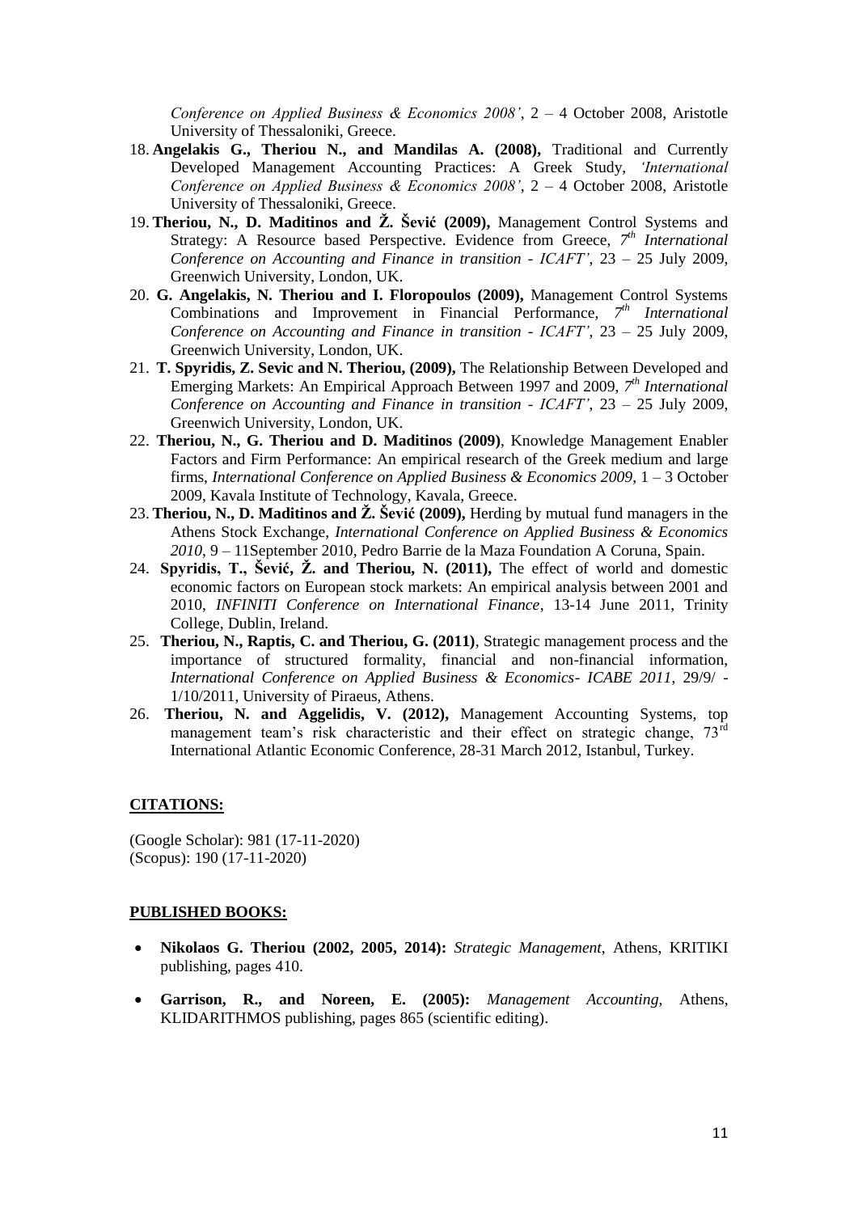*Conference on Applied Business & Economics 2008'*, 2 – 4 October 2008, Aristotle University of Thessaloniki, Greece.

18. **Angelakis G., Theriou N., and Mandilas A. (2008),** Traditional and Currently Developed Management Accounting Practices: A Greek Study, *'International Conference on Applied Business & Economics 2008'*, 2 – 4 October 2008, Aristotle University of Thessaloniki, Greece.
19. **Theriou, N., D. Maditinos and Ž. Šević (2009),** Management Control Systems and Strategy: A Resource based Perspective. Evidence from Greece, *7th International Conference on Accounting and Finance in transition - ICAFT'*, 23 – 25 July 2009, Greenwich University, London, UK.
20. **G. Angelakis, N. Theriou and I. Floropoulos (2009),** Management Control Systems Combinations and Improvement in Financial Performance, *7th International Conference on Accounting and Finance in transition - ICAFT'*, 23 – 25 July 2009, Greenwich University, London, UK.
21. **T. Spyridis, Z. Sevic and N. Theriou, (2009),** The Relationship Between Developed and Emerging Markets: An Empirical Approach Between 1997 and 2009, *7th International Conference on Accounting and Finance in transition - ICAFT'*, 23 – 25 July 2009, Greenwich University, London, UK.
22. **Theriou, N., G. Theriou and D. Maditinos (2009)**, Knowledge Management Enabler Factors and Firm Performance: An empirical research of the Greek medium and large firms, *International Conference on Applied Business & Economics 2009*, 1 – 3 October 2009, Kavala Institute of Technology, Kavala, Greece.
23. **Theriou, N., D. Maditinos and Ž. Šević (2009),** Herding by mutual fund managers in the Athens Stock Exchange, *International Conference on Applied Business & Economics 2010*, 9 – 11September 2010, Pedro Barrie de la Maza Foundation A Coruna, Spain.
24. **Spyridis, T., Šević, Ž. and Theriou, N. (2011),** The effect of world and domestic economic factors on European stock markets: An empirical analysis between 2001 and 2010, *INFINITI Conference on International Finance*, 13-14 June 2011, Trinity College, Dublin, Ireland.
25. **Theriou, N., Raptis, C. and Theriou, G. (2011)**, Strategic management process and the importance of structured formality, financial and non-financial information, *International Conference on Applied Business & Economics- ICABE 2011*, 29/9/ - 1/10/2011, University of Piraeus, Athens.
26. **Theriou, N. and Aggelidis, V. (2012),** Management Accounting Systems, top management team's risk characteristic and their effect on strategic change, 73rd International Atlantic Economic Conference, 28-31 March 2012, Istanbul, Turkey.

## CITATIONS:

(Google Scholar): 981 (17-11-2020)
(Scopus): 190 (17-11-2020)

## PUBLISHED BOOKS:

- **Nikolaos G. Theriou (2002, 2005, 2014):** *Strategic Management*, Athens, KRITIKI publishing, pages 410.
- **Garrison, R., and Noreen, E. (2005):** *Management Accounting*, Athens, KLIDARITHMOS publishing, pages 865 (scientific editing).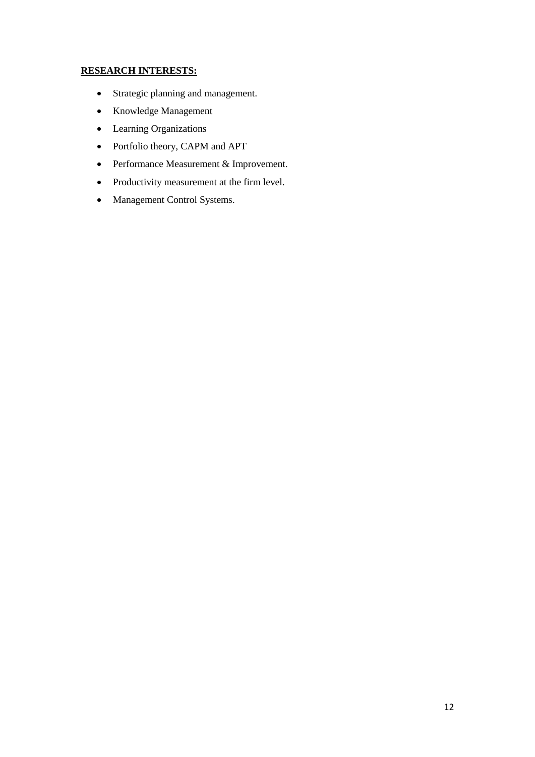**RESEARCH INTERESTS:**

- Strategic planning and management.
- Knowledge Management
- Learning Organizations
- Portfolio theory, CAPM and APT
- Performance Measurement & Improvement.
- Productivity measurement at the firm level.
- Management Control Systems.